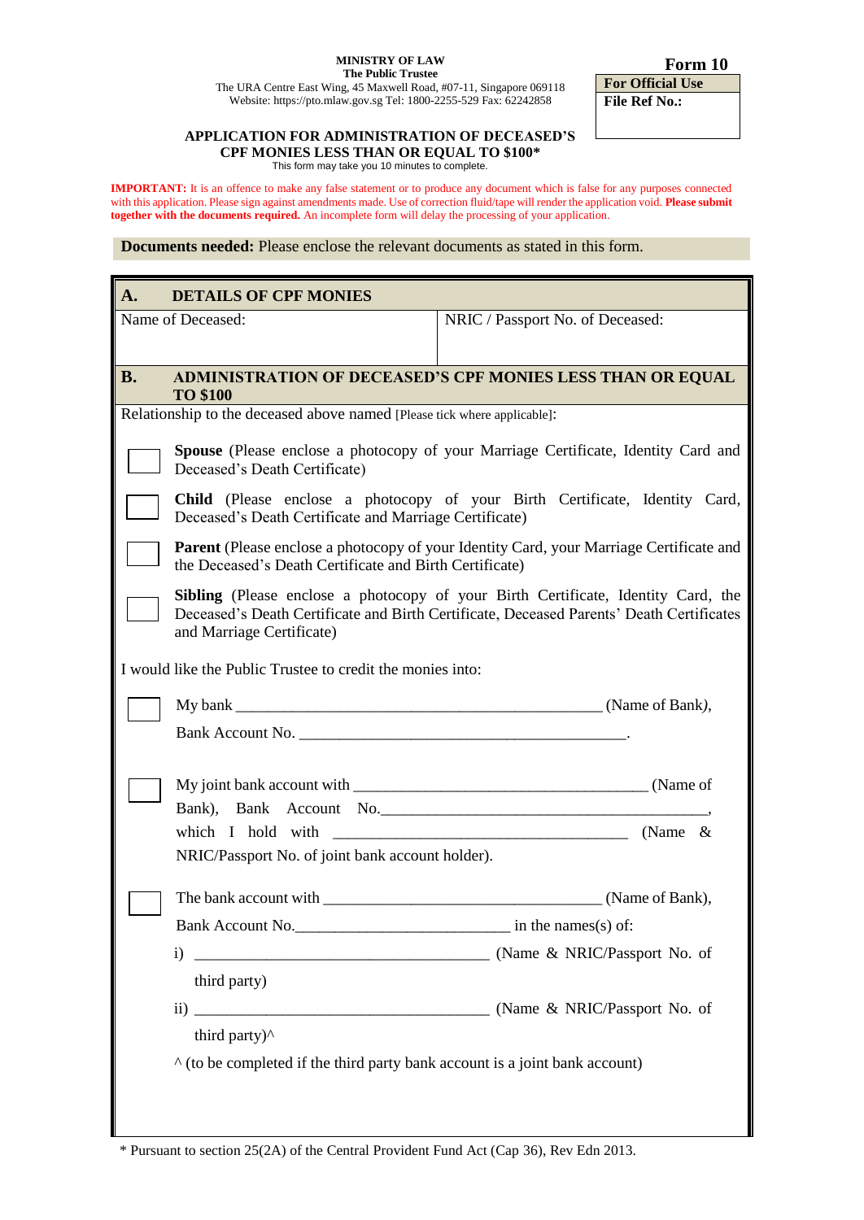**MINISTRY OF LAW**
**The Public Trustee**
The URA Centre East Wing, 45 Maxwell Road, #07-11, Singapore 069118
Website: https://pto.mlaw.gov.sg Tel: 1800-2255-529 Fax: 62242858

**Form 10**

| For Official Use |
|---|
| **File Ref No.:** |

# APPLICATION FOR ADMINISTRATION OF DECEASED'S CPF MONIES LESS THAN OR EQUAL TO $100*

This form may take you 10 minutes to complete.

**IMPORTANT:** It is an offence to make any false statement or to produce any document which is false for any purposes connected with this application. Please sign against amendments made. Use of correction fluid/tape will render the application void. **Please submit together with the documents required.** An incomplete form will delay the processing of your application.

**Documents needed:** Please enclose the relevant documents as stated in this form.

## A. DETAILS OF CPF MONIES

| Name of Deceased: | NRIC / Passport No. of Deceased: |
|---|---|
| | |

## B. ADMINISTRATION OF DECEASED'S CPF MONIES LESS THAN OR EQUAL TO $100

Relationship to the deceased above named [Please tick where applicable]:

☐ **Spouse** (Please enclose a photocopy of your Marriage Certificate, Identity Card and Deceased's Death Certificate)

☐ **Child** (Please enclose a photocopy of your Birth Certificate, Identity Card, Deceased's Death Certificate and Marriage Certificate)

☐ **Parent** (Please enclose a photocopy of your Identity Card, your Marriage Certificate and the Deceased's Death Certificate and Birth Certificate)

☐ **Sibling** (Please enclose a photocopy of your Birth Certificate, Identity Card, the Deceased's Death Certificate and Birth Certificate, Deceased Parents' Death Certificates and Marriage Certificate)

I would like the Public Trustee to credit the monies into:

☐ My bank ____________________________________________ (Name of Bank),
Bank Account No. ________________________________________.

☐ My joint bank account with ____________________________________ (Name of Bank), Bank Account No.__________________________________________, which I hold with ____________________________________ (Name & NRIC/Passport No. of joint bank account holder).

☐ The bank account with ___________________________________ (Name of Bank),
Bank Account No.___________________________ in the names(s) of:

i) _____________________________________ (Name & NRIC/Passport No. of third party)

ii) _____________________________________ (Name & NRIC/Passport No. of third party)^

^ (to be completed if the third party bank account is a joint bank account)

\* Pursuant to section 25(2A) of the Central Provident Fund Act (Cap 36), Rev Edn 2013.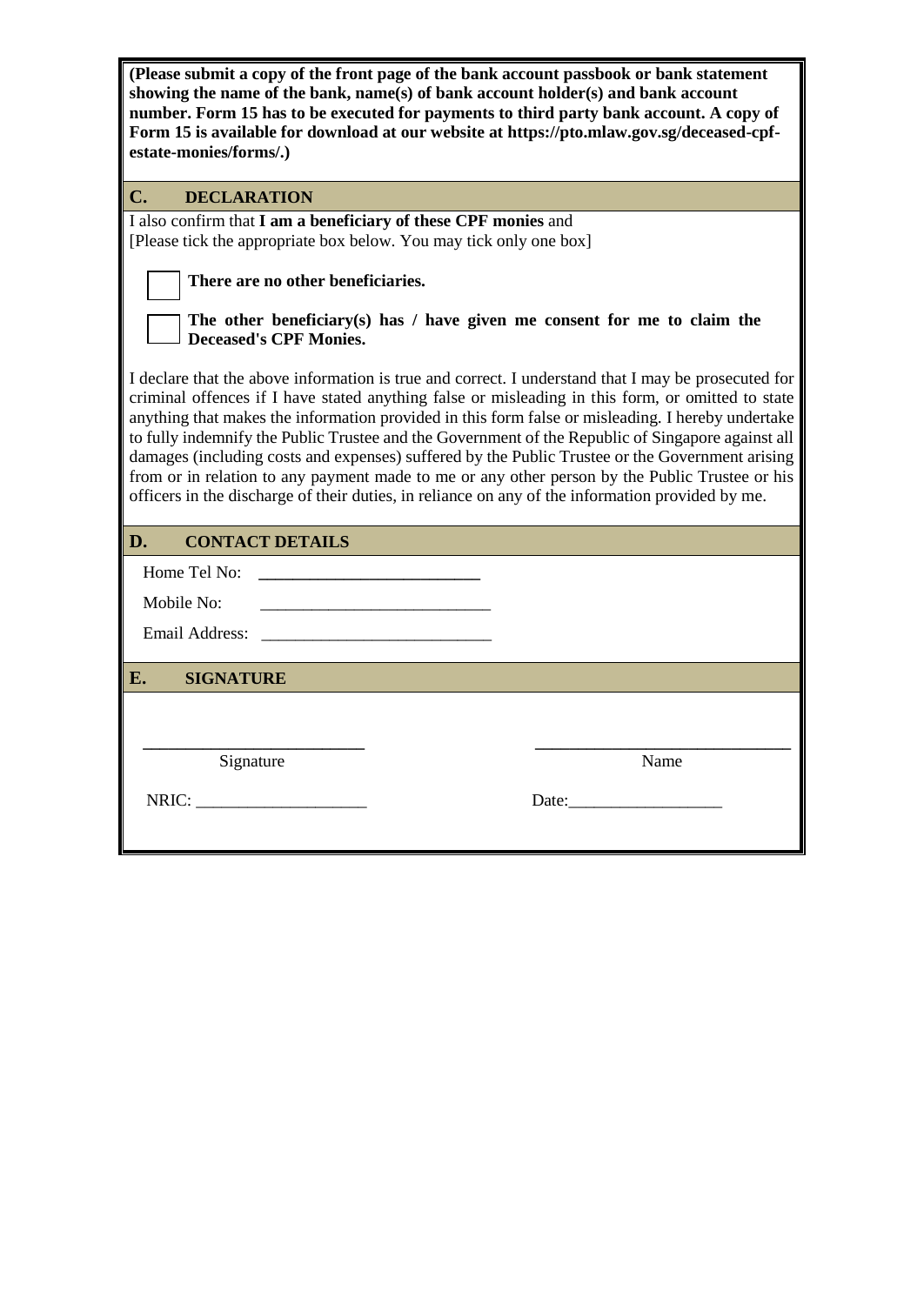**(Please submit a copy of the front page of the bank account passbook or bank statement showing the name of the bank, name(s) of bank account holder(s) and bank account number. Form 15 has to be executed for payments to third party bank account. A copy of Form 15 is available for download at our website at https://pto.mlaw.gov.sg/deceased-cpf-estate-monies/forms/.)**

## C. DECLARATION

I also confirm that **I am a beneficiary of these CPF monies** and
[Please tick the appropriate box below. You may tick only one box]

☐ **There are no other beneficiaries.**

☐ **The other beneficiary(s) has / have given me consent for me to claim the Deceased's CPF Monies.**

I declare that the above information is true and correct. I understand that I may be prosecuted for criminal offences if I have stated anything false or misleading in this form, or omitted to state anything that makes the information provided in this form false or misleading. I hereby undertake to fully indemnify the Public Trustee and the Government of the Republic of Singapore against all damages (including costs and expenses) suffered by the Public Trustee or the Government arising from or in relation to any payment made to me or any other person by the Public Trustee or his officers in the discharge of their duties, in reliance on any of the information provided by me.

## D. CONTACT DETAILS

Home Tel No: ___________________________

Mobile No: ___________________________

Email Address: ___________________________

## E. SIGNATURE

___________________________ Signature

___________________________ Name

NRIC: _____________________

Date:__________________